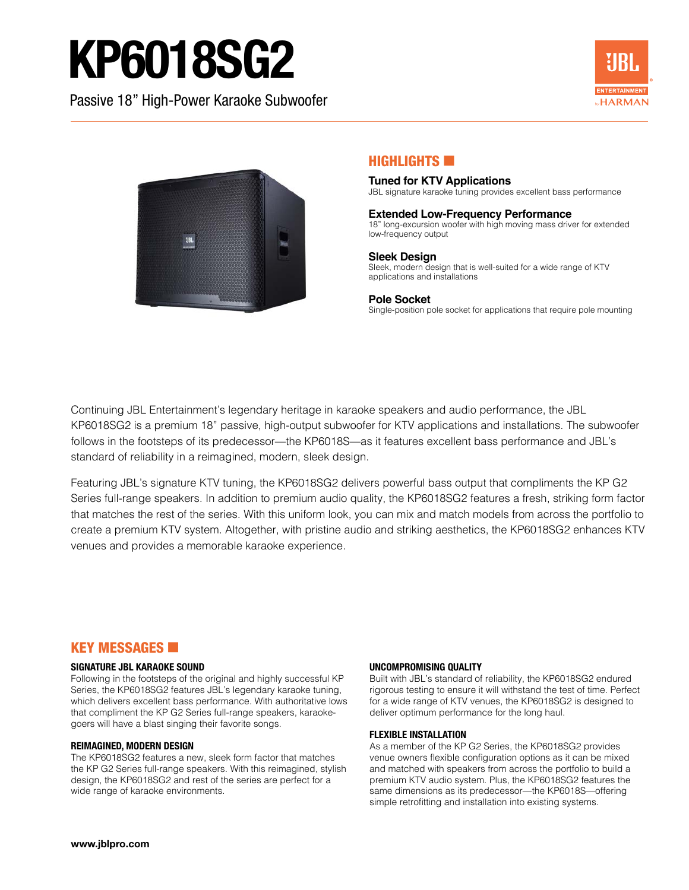# KP6018SG2

Passive 18" High-Power Karaoke Subwoofer

## HIGHLIGHTS

**Tuned for KTV Applications**
JBL signature karaoke tuning provides excellent bass performance

**Extended Low-Frequency Performance**
18" long-excursion woofer with high moving mass driver for extended low-frequency output

**Sleek Design**
Sleek, modern design that is well-suited for a wide range of KTV applications and installations

**Pole Socket**
Single-position pole socket for applications that require pole mounting

Continuing JBL Entertainment's legendary heritage in karaoke speakers and audio performance, the JBL KP6018SG2 is a premium 18" passive, high-output subwoofer for KTV applications and installations. The subwoofer follows in the footsteps of its predecessor—the KP6018S—as it features excellent bass performance and JBL's standard of reliability in a reimagined, modern, sleek design.

Featuring JBL's signature KTV tuning, the KP6018SG2 delivers powerful bass output that compliments the KP G2 Series full-range speakers. In addition to premium audio quality, the KP6018SG2 features a fresh, striking form factor that matches the rest of the series. With this uniform look, you can mix and match models from across the portfolio to create a premium KTV system. Altogether, with pristine audio and striking aesthetics, the KP6018SG2 enhances KTV venues and provides a memorable karaoke experience.

## KEY MESSAGES

### SIGNATURE JBL KARAOKE SOUND

Following in the footsteps of the original and highly successful KP Series, the KP6018SG2 features JBL's legendary karaoke tuning, which delivers excellent bass performance. With authoritative lows that compliment the KP G2 Series full-range speakers, karaoke-goers will have a blast singing their favorite songs.

### REIMAGINED, MODERN DESIGN

The KP6018SG2 features a new, sleek form factor that matches the KP G2 Series full-range speakers. With this reimagined, stylish design, the KP6018SG2 and rest of the series are perfect for a wide range of karaoke environments.

### UNCOMPROMISING QUALITY

Built with JBL's standard of reliability, the KP6018SG2 endured rigorous testing to ensure it will withstand the test of time. Perfect for a wide range of KTV venues, the KP6018SG2 is designed to deliver optimum performance for the long haul.

### FLEXIBLE INSTALLATION

As a member of the KP G2 Series, the KP6018SG2 provides venue owners flexible configuration options as it can be mixed and matched with speakers from across the portfolio to build a premium KTV audio system. Plus, the KP6018SG2 features the same dimensions as its predecessor—the KP6018S—offering simple retrofitting and installation into existing systems.

**www.jblpro.com**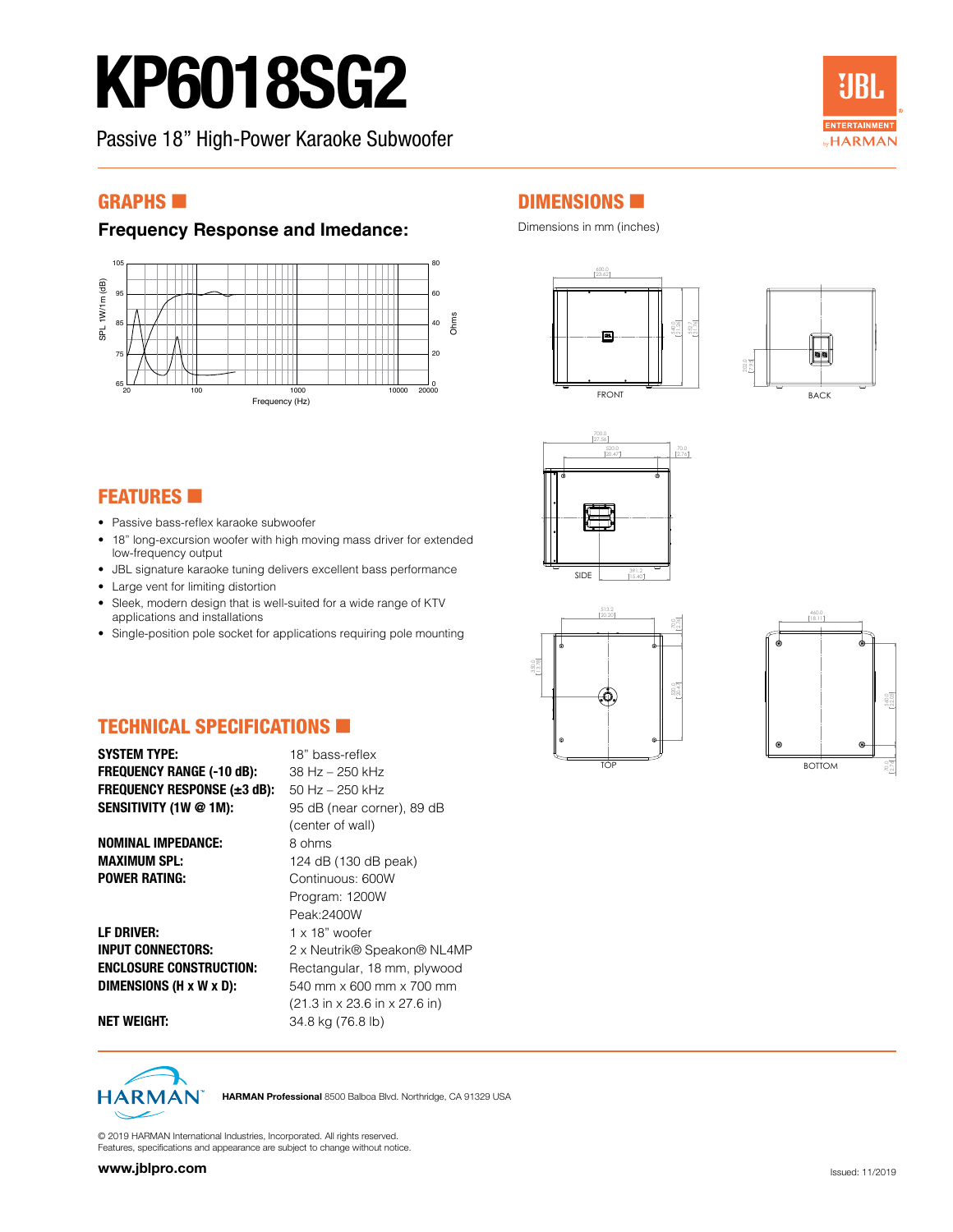# KP6018SG2

Passive 18" High-Power Karaoke Subwoofer

## GRAPHS

### Frequency Response and Imedance:

105
95
85
75
65
SPL 1W/1m (dB)
80
60
40
20
0
Ohms
20
100
1000
10000
20000
Frequency (Hz)

## DIMENSIONS

Dimensions in mm (inches)

600.0 [23.62]
540.0 [21.26]
552.2 [21.74]
FRONT
202.0 [7.95]
BACK
700.0 [27.56]
520.0 [20.47]
70.0 [2.76]
391.2 [15.40]
SIDE
513.2 [20.20]
70.0 [2.76]
150.0 [5.91]
520.0 [20.47]
TOP
460.0 [18.11]
540.0 [21.26]
70.0 [2.76]
BOTTOM

## FEATURES

- Passive bass-reflex karaoke subwoofer
- 18" long-excursion woofer with high moving mass driver for extended low-frequency output
- JBL signature karaoke tuning delivers excellent bass performance
- Large vent for limiting distortion
- Sleek, modern design that is well-suited for a wide range of KTV applications and installations
- Single-position pole socket for applications requiring pole mounting

## TECHNICAL SPECIFICATIONS

| | |
|---|---|
| **SYSTEM TYPE:** | 18" bass-reflex |
| **FREQUENCY RANGE (-10 dB):** | 38 Hz – 250 kHz |
| **FREQUENCY RESPONSE (±3 dB):** | 50 Hz – 250 kHz |
| **SENSITIVITY (1W @ 1M):** | 95 dB (near corner), 89 dB (center of wall) |
| **NOMINAL IMPEDANCE:** | 8 ohms |
| **MAXIMUM SPL:** | 124 dB (130 dB peak) |
| **POWER RATING:** | Continuous: 600W<br>Program: 1200W<br>Peak:2400W |
| **LF DRIVER:** | 1 x 18" woofer |
| **INPUT CONNECTORS:** | 2 x Neutrik® Speakon® NL4MP |
| **ENCLOSURE CONSTRUCTION:** | Rectangular, 18 mm, plywood |
| **DIMENSIONS (H x W x D):** | 540 mm x 600 mm x 700 mm (21.3 in x 23.6 in x 27.6 in) |
| **NET WEIGHT:** | 34.8 kg (76.8 lb) |

**HARMAN Professional** 8500 Balboa Blvd. Northridge, CA 91329 USA

© 2019 HARMAN International Industries, Incorporated. All rights reserved.
Features, specifications and appearance are subject to change without notice.

**www.jblpro.com**

Issued: 11/2019